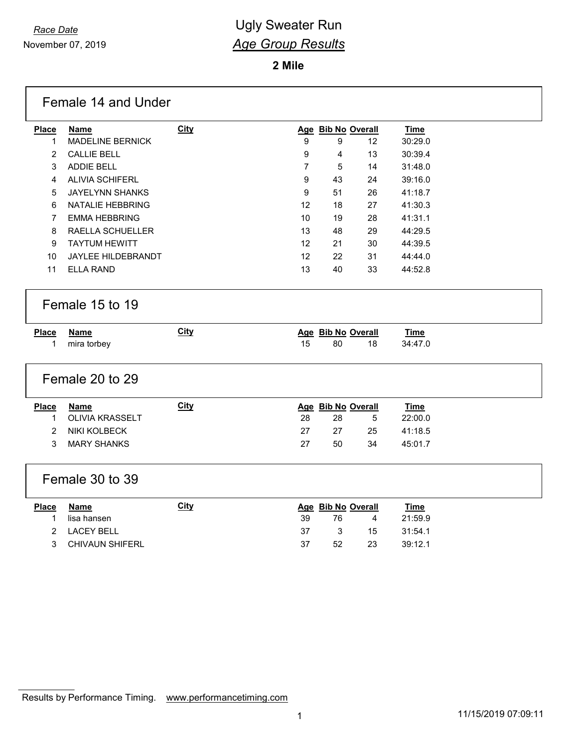*Race Date*
November 07, 2019

# Ugly Sweater Run
## *Age Group Results*

**2 Mile**

## Female 14 and Under

| Place | Name | City | Age | Bib No | Overall | Time |
|---|---|---|---|---|---|---|
| 1 | MADELINE BERNICK | | 9 | 9 | 12 | 30:29.0 |
| 2 | CALLIE BELL | | 9 | 4 | 13 | 30:39.4 |
| 3 | ADDIE BELL | | 7 | 5 | 14 | 31:48.0 |
| 4 | ALIVIA SCHIFERL | | 9 | 43 | 24 | 39:16.0 |
| 5 | JAYELYNN SHANKS | | 9 | 51 | 26 | 41:18.7 |
| 6 | NATALIE HEBBRING | | 12 | 18 | 27 | 41:30.3 |
| 7 | EMMA HEBBRING | | 10 | 19 | 28 | 41:31.1 |
| 8 | RAELLA SCHUELLER | | 13 | 48 | 29 | 44:29.5 |
| 9 | TAYTUM HEWITT | | 12 | 21 | 30 | 44:39.5 |
| 10 | JAYLEE HILDEBRANDT | | 12 | 22 | 31 | 44:44.0 |
| 11 | ELLA RAND | | 13 | 40 | 33 | 44:52.8 |

## Female 15 to 19

| Place | Name | City | Age | Bib No | Overall | Time |
|---|---|---|---|---|---|---|
| 1 | mira torbey | | 15 | 80 | 18 | 34:47.0 |

## Female 20 to 29

| Place | Name | City | Age | Bib No | Overall | Time |
|---|---|---|---|---|---|---|
| 1 | OLIVIA KRASSELT | | 28 | 28 | 5 | 22:00.0 |
| 2 | NIKI KOLBECK | | 27 | 27 | 25 | 41:18.5 |
| 3 | MARY SHANKS | | 27 | 50 | 34 | 45:01.7 |

## Female 30 to 39

| Place | Name | City | Age | Bib No | Overall | Time |
|---|---|---|---|---|---|---|
| 1 | lisa hansen | | 39 | 76 | 4 | 21:59.9 |
| 2 | LACEY BELL | | 37 | 3 | 15 | 31:54.1 |
| 3 | CHIVAUN SHIFERL | | 37 | 52 | 23 | 39:12.1 |

Results by Performance Timing. www.performancetiming.com

11/15/2019 07:09:11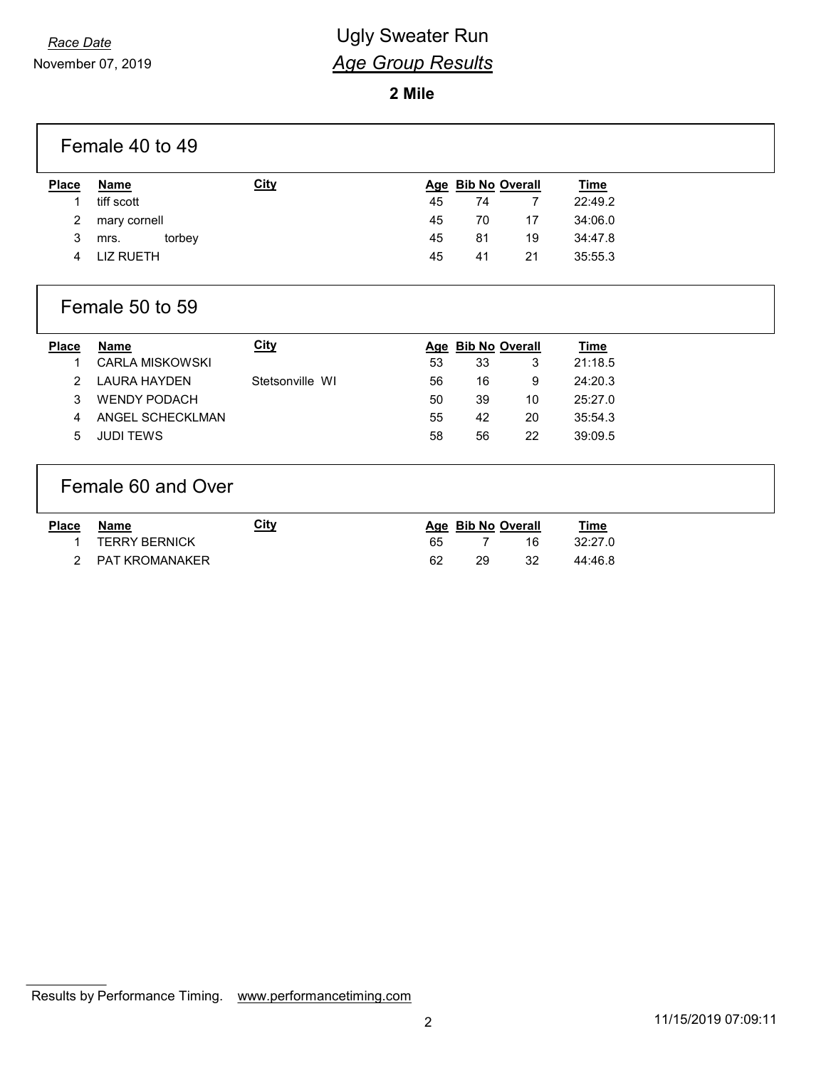*Race Date*
November 07, 2019

# Ugly Sweater Run
## *Age Group Results*

**2 Mile**

### Female 40 to 49

| Place | Name | City | Age | Bib No | Overall | Time |
|---|---|---|---|---|---|---|
| 1 | tiff scott | | 45 | 74 | 7 | 22:49.2 |
| 2 | mary cornell | | 45 | 70 | 17 | 34:06.0 |
| 3 | mrs. torbey | | 45 | 81 | 19 | 34:47.8 |
| 4 | LIZ RUETH | | 45 | 41 | 21 | 35:55.3 |

### Female 50 to 59

| Place | Name | City | Age | Bib No | Overall | Time |
|---|---|---|---|---|---|---|
| 1 | CARLA MISKOWSKI | | 53 | 33 | 3 | 21:18.5 |
| 2 | LAURA HAYDEN | Stetsonville WI | 56 | 16 | 9 | 24:20.3 |
| 3 | WENDY PODACH | | 50 | 39 | 10 | 25:27.0 |
| 4 | ANGEL SCHECKLMAN | | 55 | 42 | 20 | 35:54.3 |
| 5 | JUDI TEWS | | 58 | 56 | 22 | 39:09.5 |

### Female 60 and Over

| Place | Name | City | Age | Bib No | Overall | Time |
|---|---|---|---|---|---|---|
| 1 | TERRY BERNICK | | 65 | 7 | 16 | 32:27.0 |
| 2 | PAT KROMANAKER | | 62 | 29 | 32 | 44:46.8 |

Results by Performance Timing. www.performancetiming.com

11/15/2019 07:09:11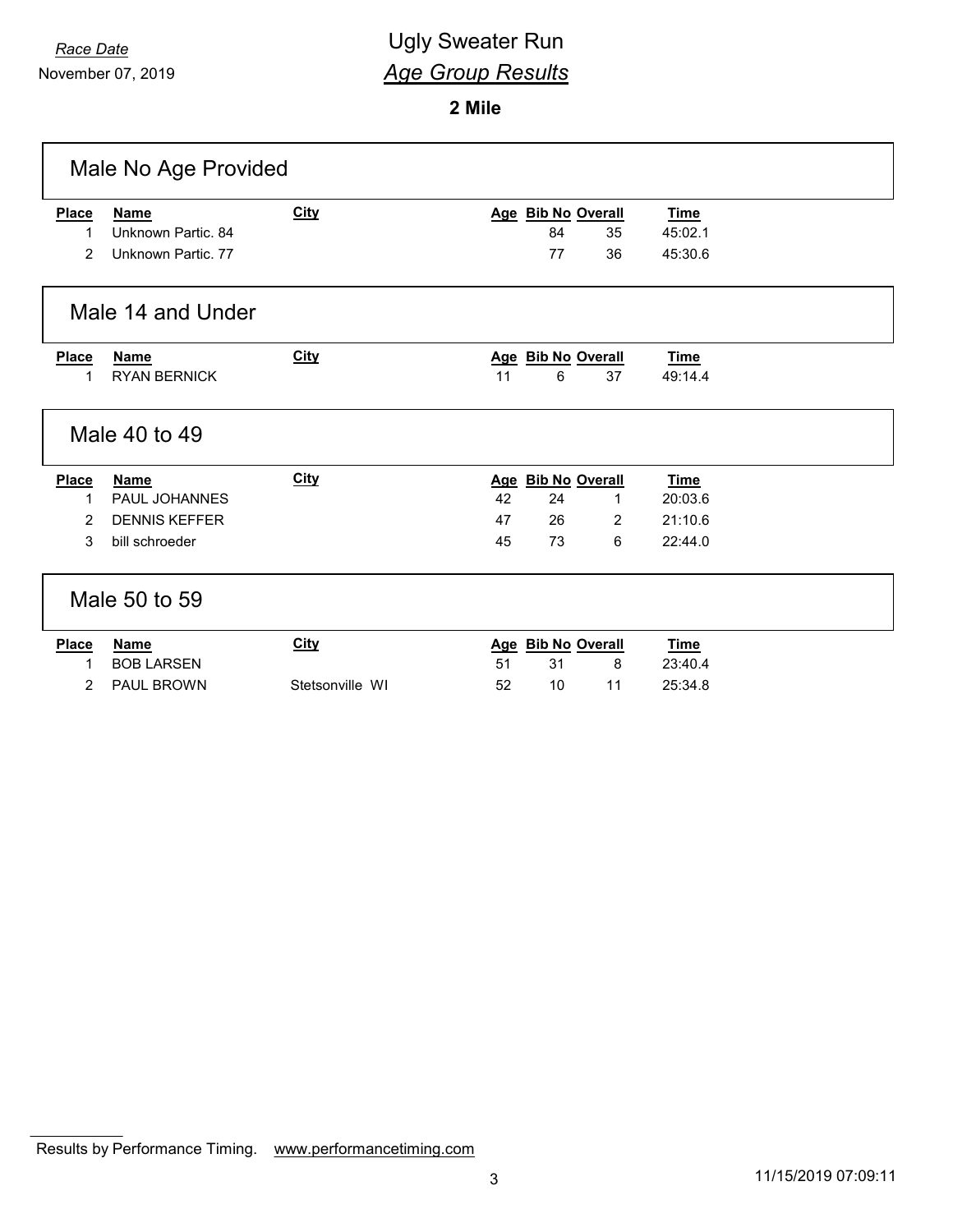Race Date

November 07, 2019

# Ugly Sweater Run

## *Age Group Results*

### 2 Mile

## Male No Age Provided

| Place | Name | City | Age | Bib No | Overall | Time |
|---|---|---|---|---|---|---|
| 1 | Unknown Partic. 84 | | | 84 | 35 | 45:02.1 |
| 2 | Unknown Partic. 77 | | | 77 | 36 | 45:30.6 |

## Male 14 and Under

| Place | Name | City | Age | Bib No | Overall | Time |
|---|---|---|---|---|---|---|
| 1 | RYAN BERNICK | | 11 | 6 | 37 | 49:14.4 |

## Male 40 to 49

| Place | Name | City | Age | Bib No | Overall | Time |
|---|---|---|---|---|---|---|
| 1 | PAUL JOHANNES | | 42 | 24 | 1 | 20:03.6 |
| 2 | DENNIS KEFFER | | 47 | 26 | 2 | 21:10.6 |
| 3 | bill schroeder | | 45 | 73 | 6 | 22:44.0 |

## Male 50 to 59

| Place | Name | City | Age | Bib No | Overall | Time |
|---|---|---|---|---|---|---|
| 1 | BOB LARSEN | | 51 | 31 | 8 | 23:40.4 |
| 2 | PAUL BROWN | Stetsonville WI | 52 | 10 | 11 | 25:34.8 |

Results by Performance Timing. www.performancetiming.com

11/15/2019 07:09:11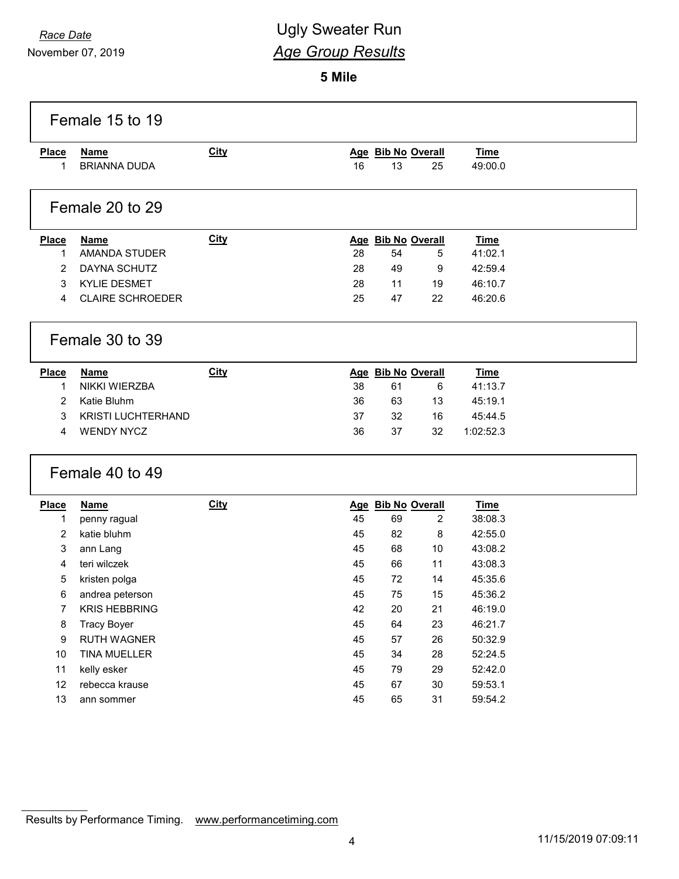Race Date

November 07, 2019

# Ugly Sweater Run
## *Age Group Results*

### 5 Mile

## Female 15 to 19

| Place | Name | City | Age | Bib No | Overall | Time |
|---|---|---|---|---|---|---|
| 1 | BRIANNA DUDA | | 16 | 13 | 25 | 49:00.0 |

## Female 20 to 29

| Place | Name | City | Age | Bib No | Overall | Time |
|---|---|---|---|---|---|---|
| 1 | AMANDA STUDER | | 28 | 54 | 5 | 41:02.1 |
| 2 | DAYNA SCHUTZ | | 28 | 49 | 9 | 42:59.4 |
| 3 | KYLIE DESMET | | 28 | 11 | 19 | 46:10.7 |
| 4 | CLAIRE SCHROEDER | | 25 | 47 | 22 | 46:20.6 |

## Female 30 to 39

| Place | Name | City | Age | Bib No | Overall | Time |
|---|---|---|---|---|---|---|
| 1 | NIKKI WIERZBA | | 38 | 61 | 6 | 41:13.7 |
| 2 | Katie Bluhm | | 36 | 63 | 13 | 45:19.1 |
| 3 | KRISTI LUCHTERHAND | | 37 | 32 | 16 | 45:44.5 |
| 4 | WENDY NYCZ | | 36 | 37 | 32 | 1:02:52.3 |

## Female 40 to 49

| Place | Name | City | Age | Bib No | Overall | Time |
|---|---|---|---|---|---|---|
| 1 | penny ragual | | 45 | 69 | 2 | 38:08.3 |
| 2 | katie bluhm | | 45 | 82 | 8 | 42:55.0 |
| 3 | ann Lang | | 45 | 68 | 10 | 43:08.2 |
| 4 | teri wilczek | | 45 | 66 | 11 | 43:08.3 |
| 5 | kristen polga | | 45 | 72 | 14 | 45:35.6 |
| 6 | andrea peterson | | 45 | 75 | 15 | 45:36.2 |
| 7 | KRIS HEBBRING | | 42 | 20 | 21 | 46:19.0 |
| 8 | Tracy Boyer | | 45 | 64 | 23 | 46:21.7 |
| 9 | RUTH WAGNER | | 45 | 57 | 26 | 50:32.9 |
| 10 | TINA MUELLER | | 45 | 34 | 28 | 52:24.5 |
| 11 | kelly esker | | 45 | 79 | 29 | 52:42.0 |
| 12 | rebecca krause | | 45 | 67 | 30 | 59:53.1 |
| 13 | ann sommer | | 45 | 65 | 31 | 59:54.2 |

Results by Performance Timing. www.performancetiming.com

11/15/2019 07:09:11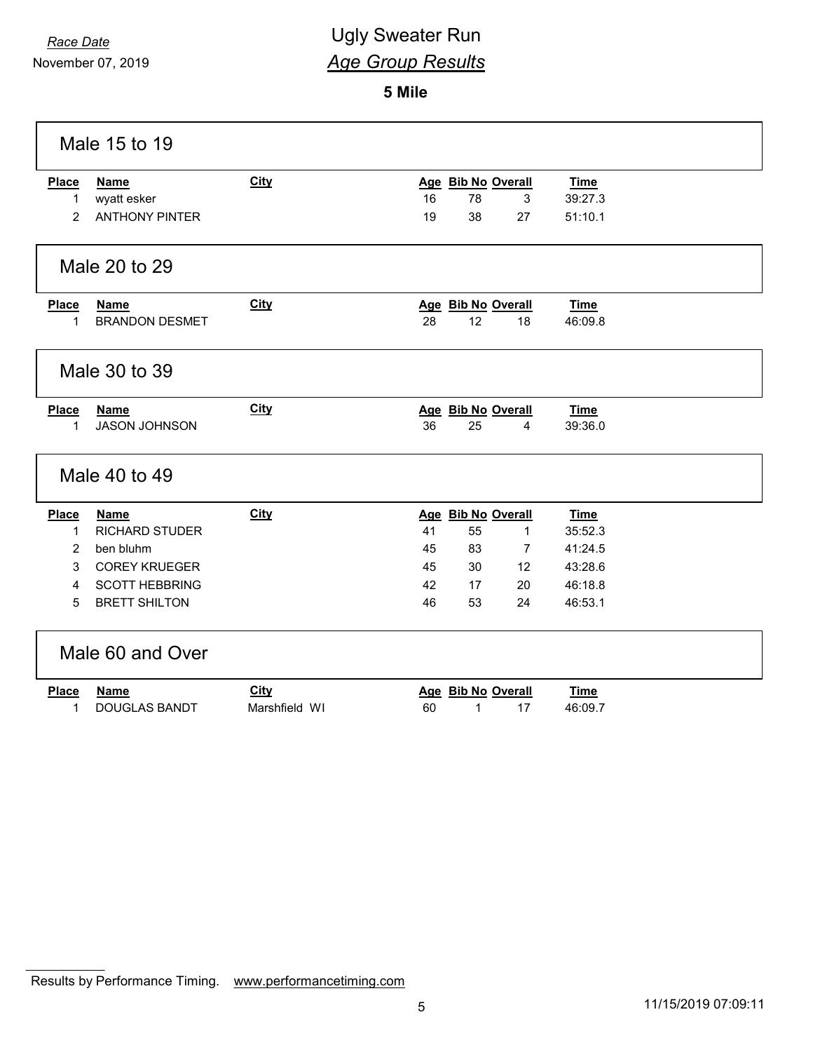*Race Date*

November 07, 2019

# Ugly Sweater Run

## *Age Group Results*

### 5 Mile

#### Male 15 to 19

| Place | Name | City | Age | Bib No | Overall | Time |
|---|---|---|---|---|---|---|
| 1 | wyatt esker | | 16 | 78 | 3 | 39:27.3 |
| 2 | ANTHONY PINTER | | 19 | 38 | 27 | 51:10.1 |

#### Male 20 to 29

| Place | Name | City | Age | Bib No | Overall | Time |
|---|---|---|---|---|---|---|
| 1 | BRANDON DESMET | | 28 | 12 | 18 | 46:09.8 |

#### Male 30 to 39

| Place | Name | City | Age | Bib No | Overall | Time |
|---|---|---|---|---|---|---|
| 1 | JASON JOHNSON | | 36 | 25 | 4 | 39:36.0 |

#### Male 40 to 49

| Place | Name | City | Age | Bib No | Overall | Time |
|---|---|---|---|---|---|---|
| 1 | RICHARD STUDER | | 41 | 55 | 1 | 35:52.3 |
| 2 | ben bluhm | | 45 | 83 | 7 | 41:24.5 |
| 3 | COREY KRUEGER | | 45 | 30 | 12 | 43:28.6 |
| 4 | SCOTT HEBBRING | | 42 | 17 | 20 | 46:18.8 |
| 5 | BRETT SHILTON | | 46 | 53 | 24 | 46:53.1 |

#### Male 60 and Over

| Place | Name | City | Age | Bib No | Overall | Time |
|---|---|---|---|---|---|---|
| 1 | DOUGLAS BANDT | Marshfield WI | 60 | 1 | 17 | 46:09.7 |

Results by Performance Timing. www.performancetiming.com

11/15/2019 07:09:11